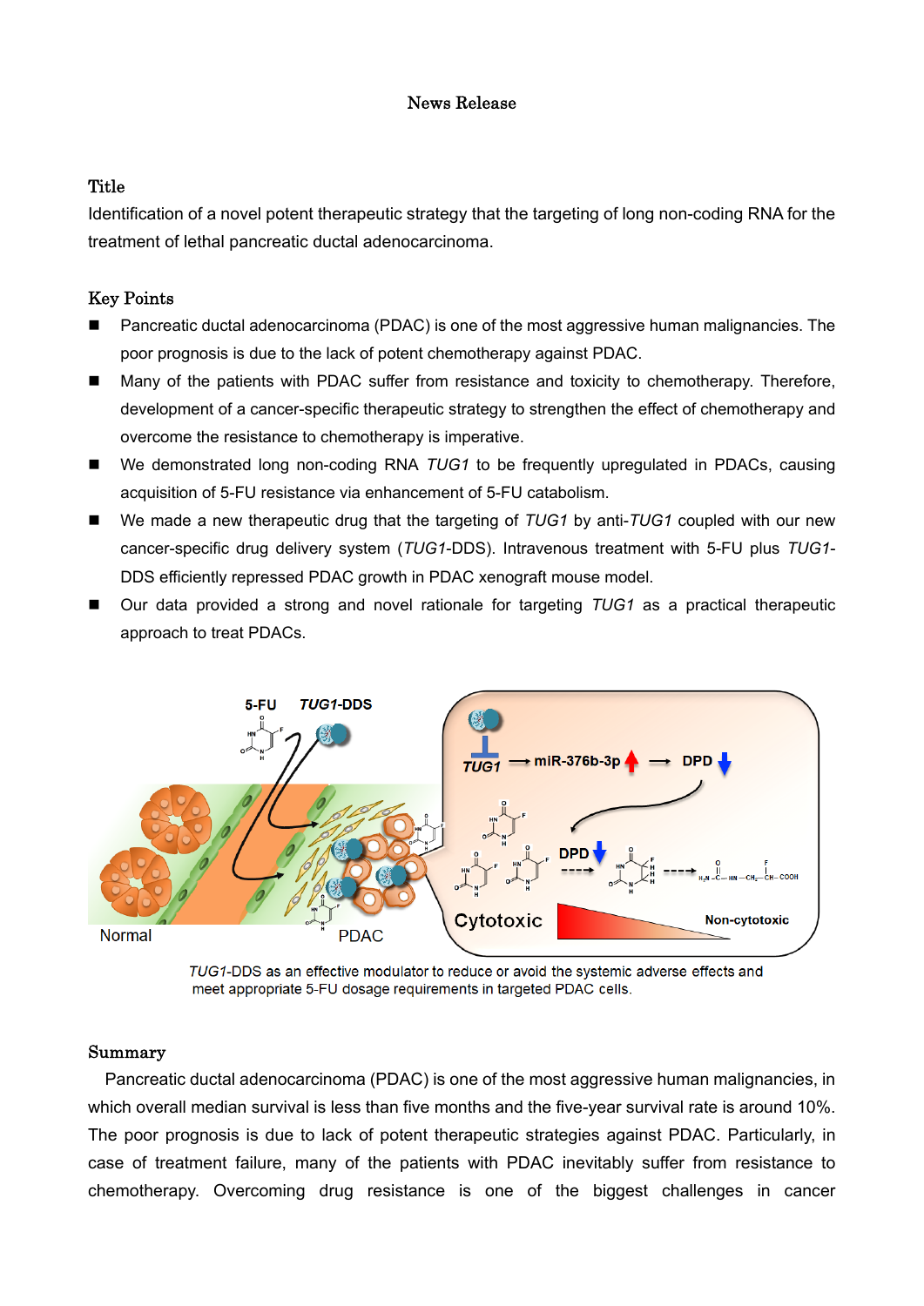News Release

## Title

Identification of a novel potent therapeutic strategy that the targeting of long non-coding RNA for the treatment of lethal pancreatic ductal adenocarcinoma.

## Key Points

- Pancreatic ductal adenocarcinoma (PDAC) is one of the most aggressive human malignancies. The poor prognosis is due to the lack of potent chemotherapy against PDAC.
- Many of the patients with PDAC suffer from resistance and toxicity to chemotherapy. Therefore, development of a cancer-specific therapeutic strategy to strengthen the effect of chemotherapy and overcome the resistance to chemotherapy is imperative.
- We demonstrated long non-coding RNA *TUG1* to be frequently upregulated in PDACs, causing acquisition of 5-FU resistance via enhancement of 5-FU catabolism.
- We made a new therapeutic drug that the targeting of *TUG1* by anti-*TUG1* coupled with our new cancer-specific drug delivery system (*TUG1*-DDS). Intravenous treatment with 5-FU plus *TUG1*-DDS efficiently repressed PDAC growth in PDAC xenograft mouse model.
- Our data provided a strong and novel rationale for targeting *TUG1* as a practical therapeutic approach to treat PDACs.

*TUG1*-DDS as an effective modulator to reduce or avoid the systemic adverse effects and meet appropriate 5-FU dosage requirements in targeted PDAC cells.

## Summary

Pancreatic ductal adenocarcinoma (PDAC) is one of the most aggressive human malignancies, in which overall median survival is less than five months and the five-year survival rate is around 10%. The poor prognosis is due to lack of potent therapeutic strategies against PDAC. Particularly, in case of treatment failure, many of the patients with PDAC inevitably suffer from resistance to chemotherapy. Overcoming drug resistance is one of the biggest challenges in cancer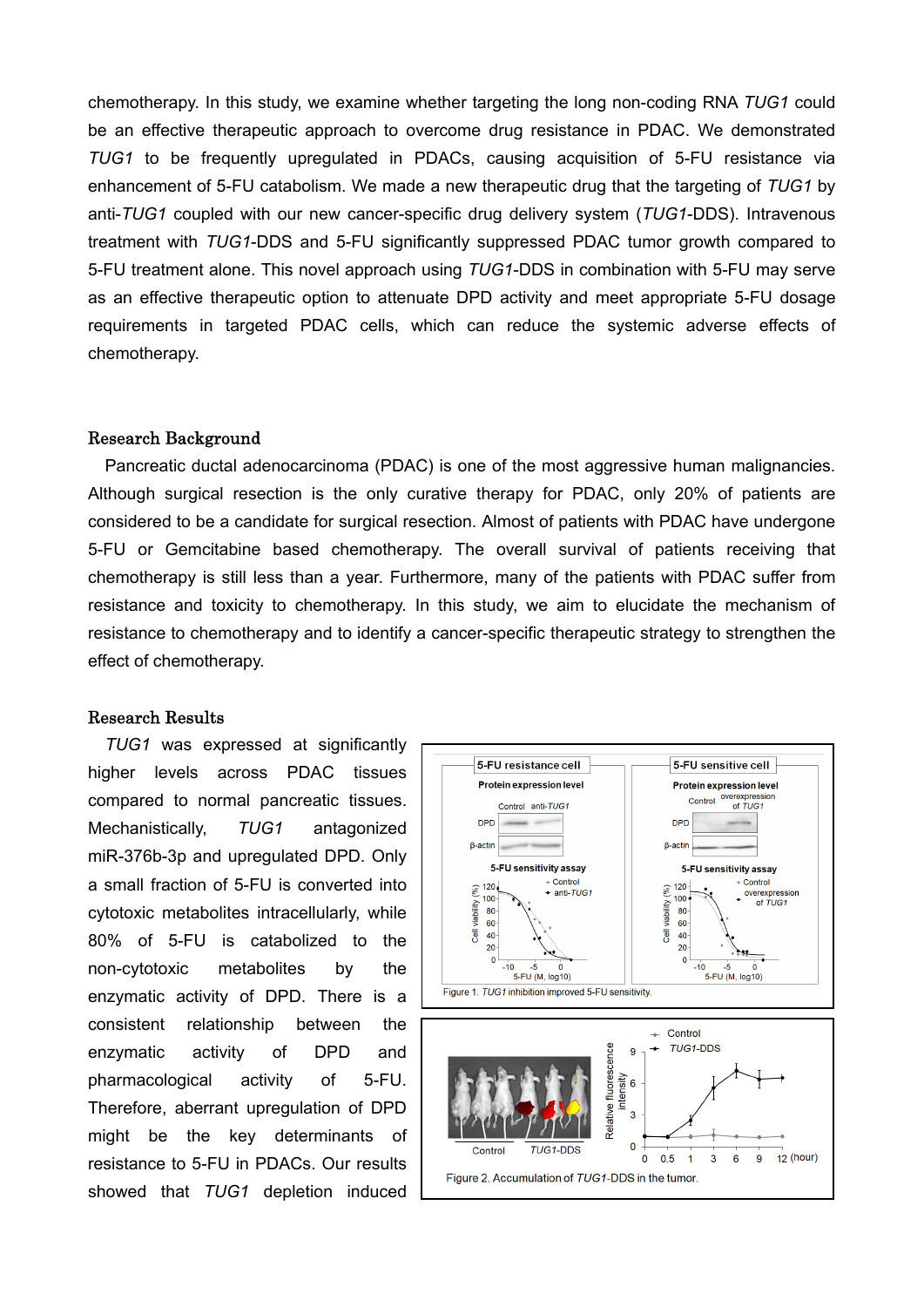chemotherapy. In this study, we examine whether targeting the long non-coding RNA *TUG1* could be an effective therapeutic approach to overcome drug resistance in PDAC. We demonstrated *TUG1* to be frequently upregulated in PDACs, causing acquisition of 5-FU resistance via enhancement of 5-FU catabolism. We made a new therapeutic drug that the targeting of *TUG1* by anti-*TUG1* coupled with our new cancer-specific drug delivery system (*TUG1*-DDS). Intravenous treatment with *TUG1*-DDS and 5-FU significantly suppressed PDAC tumor growth compared to 5-FU treatment alone. This novel approach using *TUG1*-DDS in combination with 5-FU may serve as an effective therapeutic option to attenuate DPD activity and meet appropriate 5-FU dosage requirements in targeted PDAC cells, which can reduce the systemic adverse effects of chemotherapy.

## Research Background

Pancreatic ductal adenocarcinoma (PDAC) is one of the most aggressive human malignancies. Although surgical resection is the only curative therapy for PDAC, only 20% of patients are considered to be a candidate for surgical resection. Almost of patients with PDAC have undergone 5-FU or Gemcitabine based chemotherapy. The overall survival of patients receiving that chemotherapy is still less than a year. Furthermore, many of the patients with PDAC suffer from resistance and toxicity to chemotherapy. In this study, we aim to elucidate the mechanism of resistance to chemotherapy and to identify a cancer-specific therapeutic strategy to strengthen the effect of chemotherapy.

## Research Results

*TUG1* was expressed at significantly higher levels across PDAC tissues compared to normal pancreatic tissues. Mechanistically, *TUG1* antagonized miR-376b-3p and upregulated DPD. Only a small fraction of 5-FU is converted into cytotoxic metabolites intracellularly, while 80% of 5-FU is catabolized to the non-cytotoxic metabolites by the enzymatic activity of DPD. There is a consistent relationship between the enzymatic activity of DPD and pharmacological activity of 5-FU. Therefore, aberrant upregulation of DPD might be the key determinants of resistance to 5-FU in PDACs. Our results showed that *TUG1* depletion induced

Figure 1. *TUG1* inhibition improved 5-FU sensitivity.

Figure 2. Accumulation of *TUG1*-DDS in the tumor.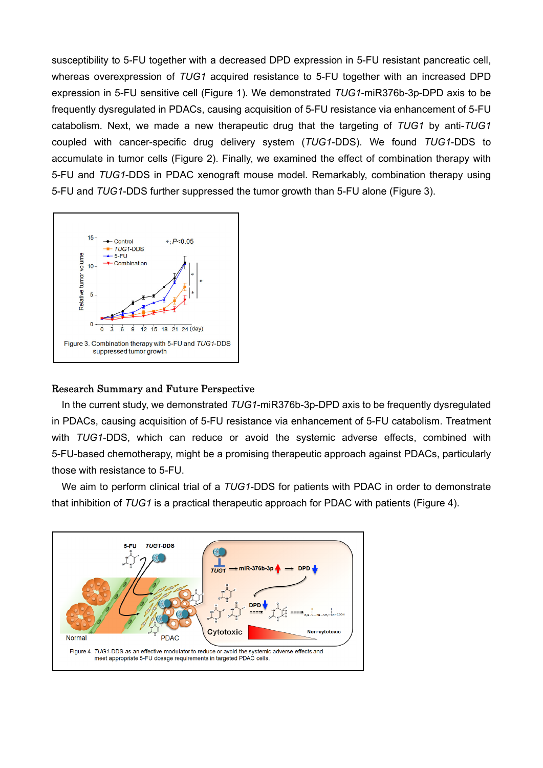susceptibility to 5-FU together with a decreased DPD expression in 5-FU resistant pancreatic cell, whereas overexpression of *TUG1* acquired resistance to 5-FU together with an increased DPD expression in 5-FU sensitive cell (Figure 1). We demonstrated *TUG1*-miR376b-3p-DPD axis to be frequently dysregulated in PDACs, causing acquisition of 5-FU resistance via enhancement of 5-FU catabolism. Next, we made a new therapeutic drug that the targeting of *TUG1* by anti-*TUG1* coupled with cancer-specific drug delivery system (*TUG1*-DDS). We found *TUG1*-DDS to accumulate in tumor cells (Figure 2). Finally, we examined the effect of combination therapy with 5-FU and *TUG1*-DDS in PDAC xenograft mouse model. Remarkably, combination therapy using 5-FU and *TUG1*-DDS further suppressed the tumor growth than 5-FU alone (Figure 3).

Figure 3. Combination therapy with 5-FU and *TUG1*-DDS suppressed tumor growth

## Research Summary and Future Perspective

In the current study, we demonstrated *TUG1*-miR376b-3p-DPD axis to be frequently dysregulated in PDACs, causing acquisition of 5-FU resistance via enhancement of 5-FU catabolism. Treatment with *TUG1*-DDS, which can reduce or avoid the systemic adverse effects, combined with 5-FU-based chemotherapy, might be a promising therapeutic approach against PDACs, particularly those with resistance to 5-FU.

We aim to perform clinical trial of a *TUG1*-DDS for patients with PDAC in order to demonstrate that inhibition of *TUG1* is a practical therapeutic approach for PDAC with patients (Figure 4).

Figure 4. *TUG1*-DDS as an effective modulator to reduce or avoid the systemic adverse effects and meet appropriate 5-FU dosage requirements in targeted PDAC cells.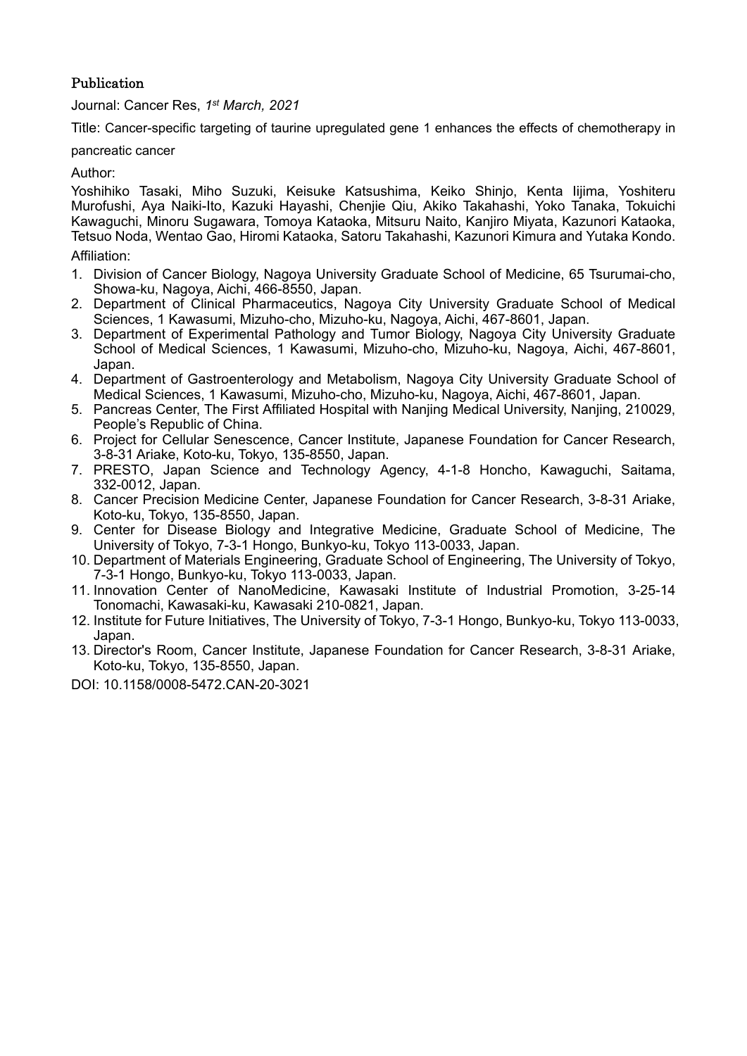# Publication

Journal: Cancer Res, *1st March, 2021*

Title: Cancer-specific targeting of taurine upregulated gene 1 enhances the effects of chemotherapy in pancreatic cancer

Author:

Yoshihiko Tasaki, Miho Suzuki, Keisuke Katsushima, Keiko Shinjo, Kenta Iijima, Yoshiteru Murofushi, Aya Naiki-Ito, Kazuki Hayashi, Chenjie Qiu, Akiko Takahashi, Yoko Tanaka, Tokuichi Kawaguchi, Minoru Sugawara, Tomoya Kataoka, Mitsuru Naito, Kanjiro Miyata, Kazunori Kataoka, Tetsuo Noda, Wentao Gao, Hiromi Kataoka, Satoru Takahashi, Kazunori Kimura and Yutaka Kondo.

Affiliation:

1. Division of Cancer Biology, Nagoya University Graduate School of Medicine, 65 Tsurumai-cho, Showa-ku, Nagoya, Aichi, 466-8550, Japan.
2. Department of Clinical Pharmaceutics, Nagoya City University Graduate School of Medical Sciences, 1 Kawasumi, Mizuho-cho, Mizuho-ku, Nagoya, Aichi, 467-8601, Japan.
3. Department of Experimental Pathology and Tumor Biology, Nagoya City University Graduate School of Medical Sciences, 1 Kawasumi, Mizuho-cho, Mizuho-ku, Nagoya, Aichi, 467-8601, Japan.
4. Department of Gastroenterology and Metabolism, Nagoya City University Graduate School of Medical Sciences, 1 Kawasumi, Mizuho-cho, Mizuho-ku, Nagoya, Aichi, 467-8601, Japan.
5. Pancreas Center, The First Affiliated Hospital with Nanjing Medical University, Nanjing, 210029, People's Republic of China.
6. Project for Cellular Senescence, Cancer Institute, Japanese Foundation for Cancer Research, 3-8-31 Ariake, Koto-ku, Tokyo, 135-8550, Japan.
7. PRESTO, Japan Science and Technology Agency, 4-1-8 Honcho, Kawaguchi, Saitama, 332-0012, Japan.
8. Cancer Precision Medicine Center, Japanese Foundation for Cancer Research, 3-8-31 Ariake, Koto-ku, Tokyo, 135-8550, Japan.
9. Center for Disease Biology and Integrative Medicine, Graduate School of Medicine, The University of Tokyo, 7-3-1 Hongo, Bunkyo-ku, Tokyo 113-0033, Japan.
10. Department of Materials Engineering, Graduate School of Engineering, The University of Tokyo, 7-3-1 Hongo, Bunkyo-ku, Tokyo 113-0033, Japan.
11. Innovation Center of NanoMedicine, Kawasaki Institute of Industrial Promotion, 3-25-14 Tonomachi, Kawasaki-ku, Kawasaki 210-0821, Japan.
12. Institute for Future Initiatives, The University of Tokyo, 7-3-1 Hongo, Bunkyo-ku, Tokyo 113-0033, Japan.
13. Director's Room, Cancer Institute, Japanese Foundation for Cancer Research, 3-8-31 Ariake, Koto-ku, Tokyo, 135-8550, Japan.

DOI: 10.1158/0008-5472.CAN-20-3021